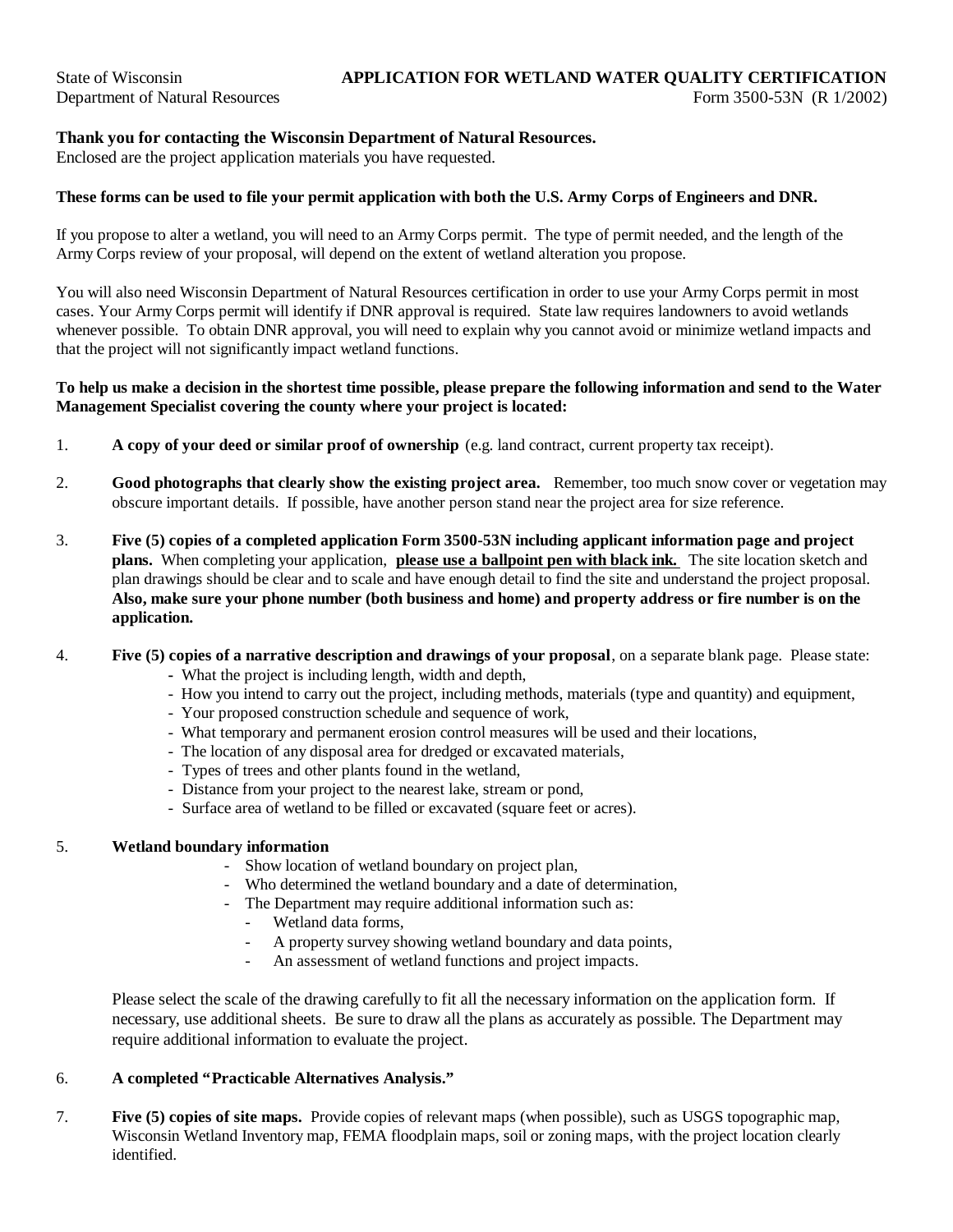State of Wisconsin
Department of Natural Resources

# APPLICATION FOR WETLAND WATER QUALITY CERTIFICATION

Form 3500-53N (R 1/2002)

**Thank you for contacting the Wisconsin Department of Natural Resources.**
Enclosed are the project application materials you have requested.

**These forms can be used to file your permit application with both the U.S. Army Corps of Engineers and DNR.**

If you propose to alter a wetland, you will need to an Army Corps permit. The type of permit needed, and the length of the Army Corps review of your proposal, will depend on the extent of wetland alteration you propose.

You will also need Wisconsin Department of Natural Resources certification in order to use your Army Corps permit in most cases. Your Army Corps permit will identify if DNR approval is required. State law requires landowners to avoid wetlands whenever possible. To obtain DNR approval, you will need to explain why you cannot avoid or minimize wetland impacts and that the project will not significantly impact wetland functions.

**To help us make a decision in the shortest time possible, please prepare the following information and send to the Water Management Specialist covering the county where your project is located:**

1. **A copy of your deed or similar proof of ownership** (e.g. land contract, current property tax receipt).

2. **Good photographs that clearly show the existing project area.** Remember, too much snow cover or vegetation may obscure important details. If possible, have another person stand near the project area for size reference.

3. **Five (5) copies of a completed application Form 3500-53N including applicant information page and project plans.** When completing your application, **please use a ballpoint pen with black ink.** The site location sketch and plan drawings should be clear and to scale and have enough detail to find the site and understand the project proposal. **Also, make sure your phone number (both business and home) and property address or fire number is on the application.**

4. **Five (5) copies of a narrative description and drawings of your proposal**, on a separate blank page. Please state:
   - What the project is including length, width and depth,
   - How you intend to carry out the project, including methods, materials (type and quantity) and equipment,
   - Your proposed construction schedule and sequence of work,
   - What temporary and permanent erosion control measures will be used and their locations,
   - The location of any disposal area for dredged or excavated materials,
   - Types of trees and other plants found in the wetland,
   - Distance from your project to the nearest lake, stream or pond,
   - Surface area of wetland to be filled or excavated (square feet or acres).

5. **Wetland boundary information**
   - Show location of wetland boundary on project plan,
   - Who determined the wetland boundary and a date of determination,
   - The Department may require additional information such as:
     - Wetland data forms,
     - A property survey showing wetland boundary and data points,
     - An assessment of wetland functions and project impacts.

   Please select the scale of the drawing carefully to fit all the necessary information on the application form. If necessary, use additional sheets. Be sure to draw all the plans as accurately as possible. The Department may require additional information to evaluate the project.

6. **A completed "Practicable Alternatives Analysis."**

7. **Five (5) copies of site maps.** Provide copies of relevant maps (when possible), such as USGS topographic map, Wisconsin Wetland Inventory map, FEMA floodplain maps, soil or zoning maps, with the project location clearly identified.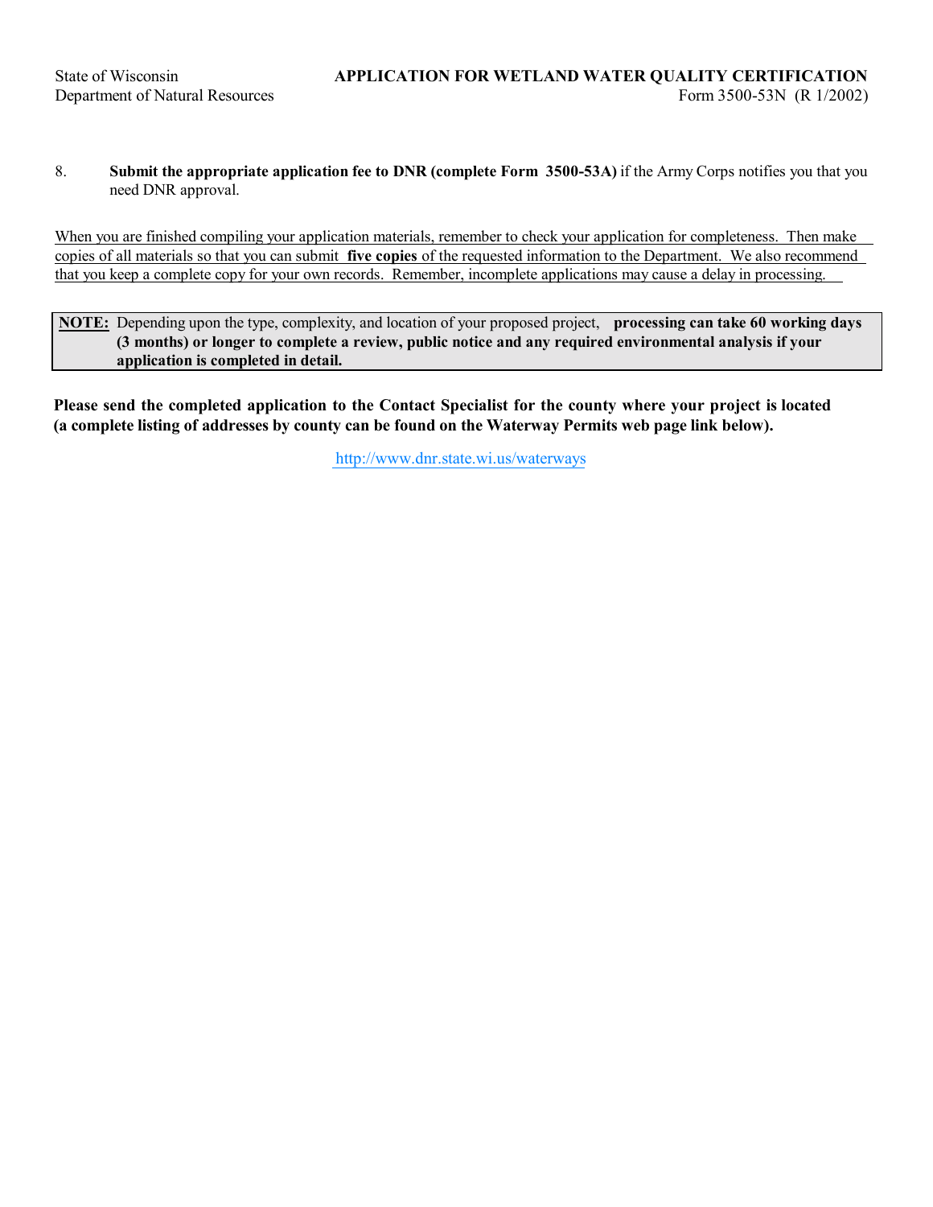8. **Submit the appropriate application fee to DNR (complete Form 3500-53A)** if the Army Corps notifies you that you need DNR approval.

When you are finished compiling your application materials, remember to check your application for completeness. Then make copies of all materials so that you can submit **five copies** of the requested information to the Department. We also recommend that you keep a complete copy for your own records. Remember, incomplete applications may cause a delay in processing.

> **NOTE:** Depending upon the type, complexity, and location of your proposed project, **processing can take 60 working days (3 months) or longer to complete a review, public notice and any required environmental analysis if your application is completed in detail.**

**Please send the completed application to the Contact Specialist for the county where your project is located (a complete listing of addresses by county can be found on the Waterway Permits web page link below).**

http://www.dnr.state.wi.us/waterways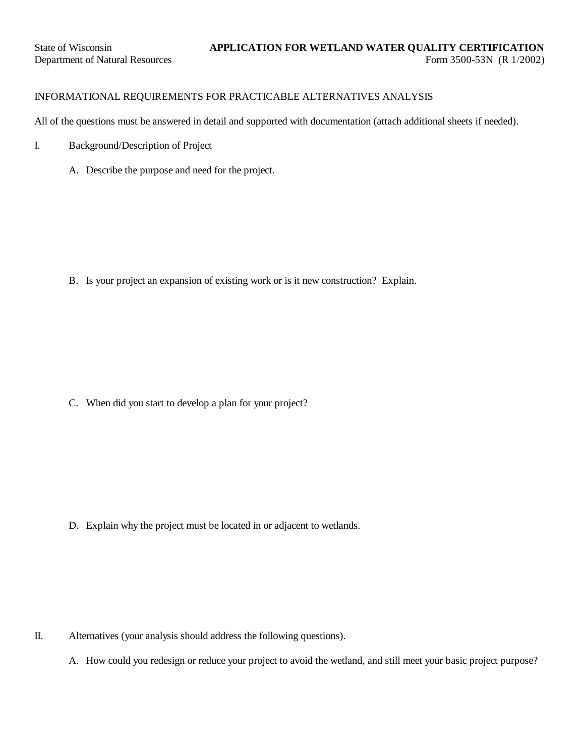State of Wisconsin
Department of Natural Resources

**APPLICATION FOR WETLAND WATER QUALITY CERTIFICATION**
Form 3500-53N (R 1/2002)

INFORMATIONAL REQUIREMENTS FOR PRACTICABLE ALTERNATIVES ANALYSIS

All of the questions must be answered in detail and supported with documentation (attach additional sheets if needed).

I. Background/Description of Project

A. Describe the purpose and need for the project.

B. Is your project an expansion of existing work or is it new construction? Explain.

C. When did you start to develop a plan for your project?

D. Explain why the project must be located in or adjacent to wetlands.

II. Alternatives (your analysis should address the following questions).

A. How could you redesign or reduce your project to avoid the wetland, and still meet your basic project purpose?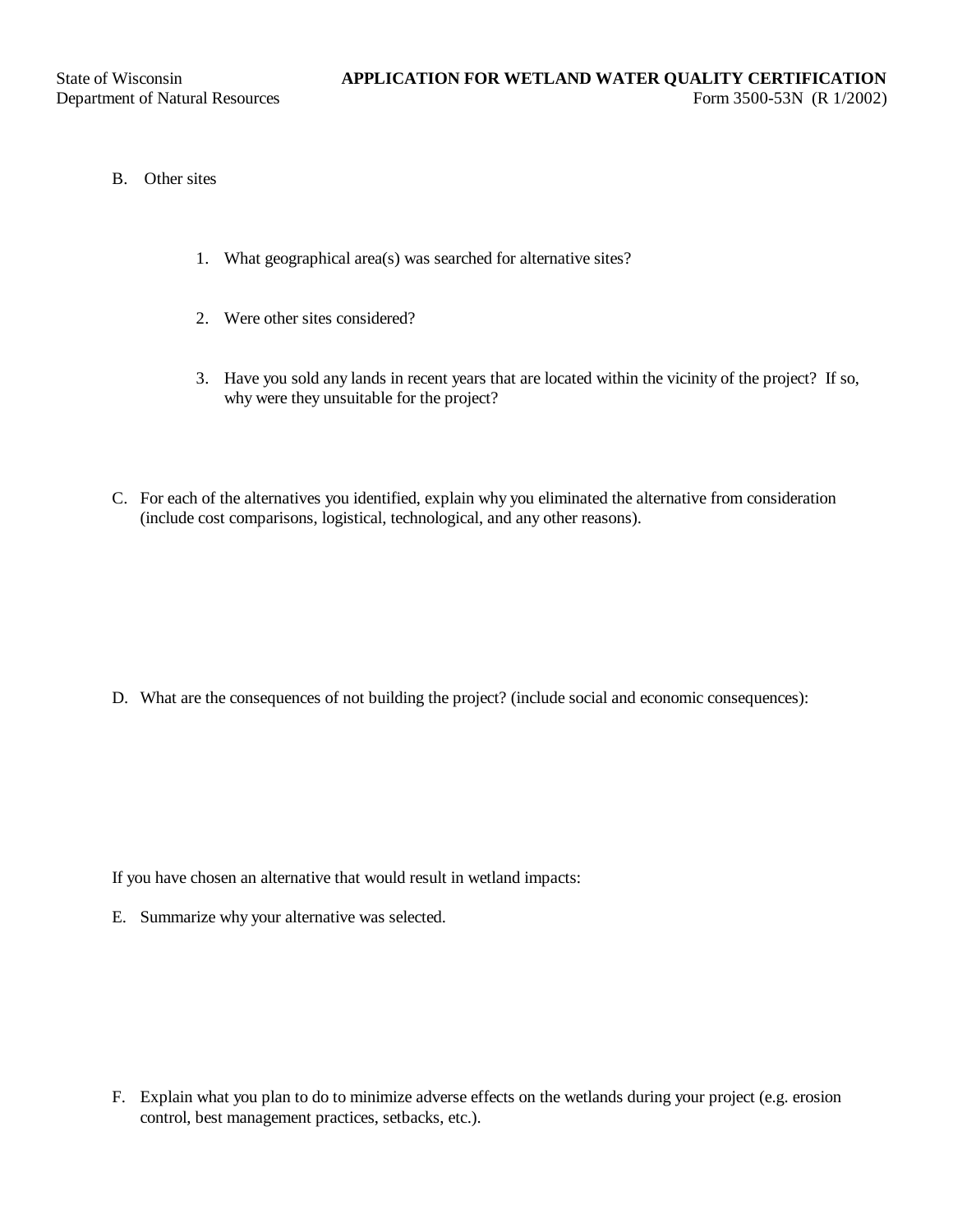B. Other sites

1. What geographical area(s) was searched for alternative sites?

2. Were other sites considered?

3. Have you sold any lands in recent years that are located within the vicinity of the project? If so, why were they unsuitable for the project?

C. For each of the alternatives you identified, explain why you eliminated the alternative from consideration (include cost comparisons, logistical, technological, and any other reasons).

D. What are the consequences of not building the project? (include social and economic consequences):

If you have chosen an alternative that would result in wetland impacts:

E. Summarize why your alternative was selected.

F. Explain what you plan to do to minimize adverse effects on the wetlands during your project (e.g. erosion control, best management practices, setbacks, etc.).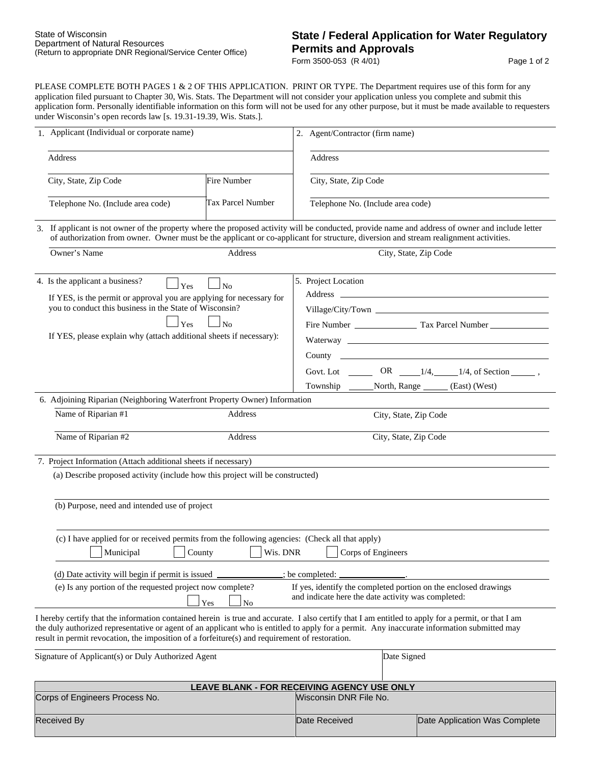State of Wisconsin
Department of Natural Resources
(Return to appropriate DNR Regional/Service Center Office)

# State / Federal Application for Water Regulatory Permits and Approvals

Form 3500-053 (R 4/01)

PLEASE COMPLETE BOTH PAGES 1 & 2 OF THIS APPLICATION. PRINT OR TYPE. The Department requires use of this form for any application filed pursuant to Chapter 30, Wis. Stats. The Department will not consider your application unless you complete and submit this application form. Personally identifiable information on this form will not be used for any other purpose, but it must be made available to requesters under Wisconsin's open records law [s. 19.31-19.39, Wis. Stats.].

| 1. Applicant (Individual or corporate name) | | 2. Agent/Contractor (firm name) |
|---|---|---|
| Address | | Address |
| City, State, Zip Code | Fire Number | City, State, Zip Code |
| Telephone No. (Include area code) | Tax Parcel Number | Telephone No. (Include area code) |

3. If applicant is not owner of the property where the proposed activity will be conducted, provide name and address of owner and include letter of authorization from owner. Owner must be the applicant or co-applicant for structure, diversion and stream realignment activities.

| Owner's Name | Address | City, State, Zip Code |
|---|---|---|
| | | |

4. Is the applicant a business? ☐ Yes ☐ No

If YES, is the permit or approval you are applying for necessary for you to conduct this business in the State of Wisconsin?

☐ Yes ☐ No

If YES, please explain why (attach additional sheets if necessary):

5. Project Location

Address ______________________

Village/City/Town ______________________

Fire Number ________ Tax Parcel Number ________

Waterway ______________________

County ______________________

Govt. Lot ____ OR ____1/4, ____1/4, of Section ____ ,

Township ____North, Range ____ (East) (West)

6. Adjoining Riparian (Neighboring Waterfront Property Owner) Information

| Name of Riparian #1 | Address | City, State, Zip Code |
|---|---|---|
| Name of Riparian #2 | Address | City, State, Zip Code |

7. Project Information (Attach additional sheets if necessary)

(a) Describe proposed activity (include how this project will be constructed)

(b) Purpose, need and intended use of project

(c) I have applied for or received permits from the following agencies: (Check all that apply)

☐ Municipal ☐ County ☐ Wis. DNR ☐ Corps of Engineers

(d) Date activity will begin if permit is issued ______________; be completed: ______________.

(e) Is any portion of the requested project now complete? ☐ Yes ☐ No

If yes, identify the completed portion on the enclosed drawings and indicate here the date activity was completed:

I hereby certify that the information contained herein is true and accurate. I also certify that I am entitled to apply for a permit, or that I am the duly authorized representative or agent of an applicant who is entitled to apply for a permit. Any inaccurate information submitted may result in permit revocation, the imposition of a forfeiture(s) and requirement of restoration.

| Signature of Applicant(s) or Duly Authorized Agent | Date Signed |
|---|---|
| | |

| LEAVE BLANK - FOR RECEIVING AGENCY USE ONLY | | |
|---|---|---|
| Corps of Engineers Process No. | Wisconsin DNR File No. | |
| Received By | Date Received | Date Application Was Complete |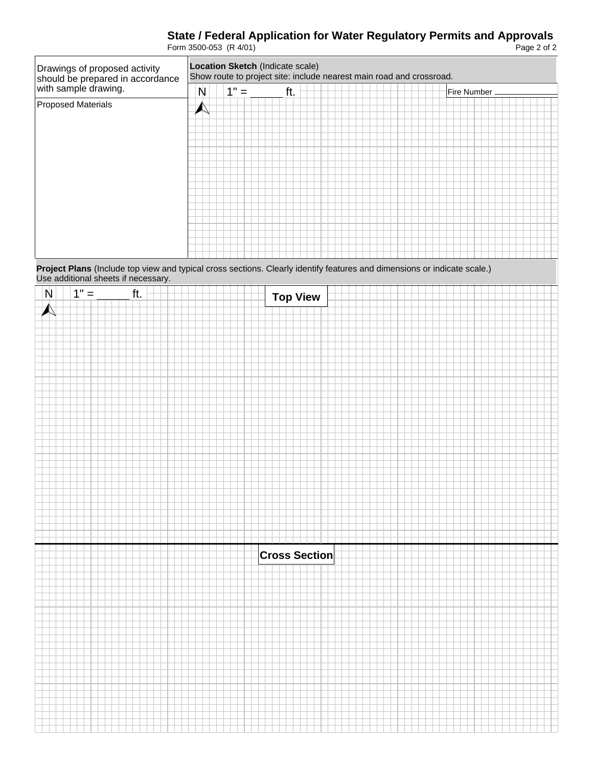# State / Federal Application for Water Regulatory Permits and Approvals

Form 3500-053 (R 4/01)

Drawings of proposed activity should be prepared in accordance with sample drawing.

**Location Sketch** (Indicate scale)
Show route to project site: include nearest main road and crossroad.

N 1" = _____ ft.

Fire Number ____________

Proposed Materials

**Project Plans** (Include top view and typical cross sections. Clearly identify features and dimensions or indicate scale.)
Use additional sheets if necessary.

N 1" = _____ ft.

**Top View**

**Cross Section**